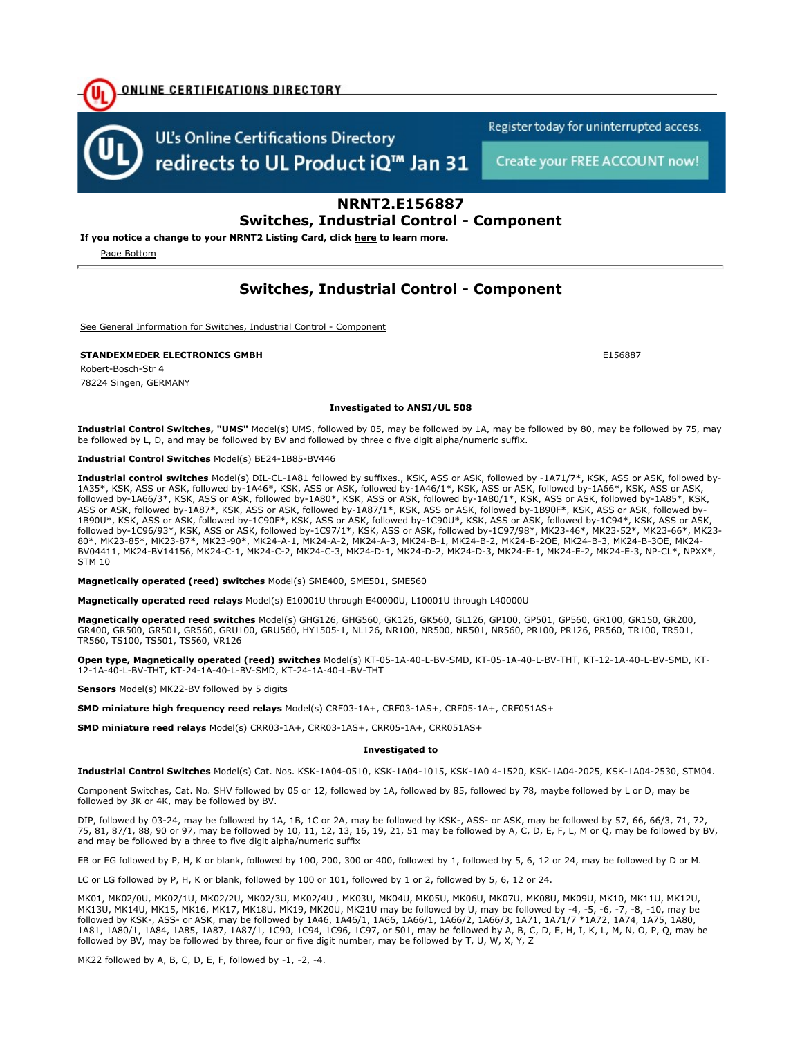ONLINE CERTIFICATIONS DIRECTORY

UL's Online Certifications Directory redirects to UL Product iQ™ Jan 31

Register today for uninterrupted access.

Create your FREE ACCOUNT now!

# NRNT2.E156887
# Switches, Industrial Control - Component

**If you notice a change to your NRNT2 Listing Card, click here to learn more.**

Page Bottom

## Switches, Industrial Control - Component

See General Information for Switches, Industrial Control - Component

**STANDEXMEDER ELECTRONICS GMBH** E156887

Robert-Bosch-Str 4

78224 Singen, GERMANY

**Investigated to ANSI/UL 508**

**Industrial Control Switches, "UMS"** Model(s) UMS, followed by 05, may be followed by 1A, may be followed by 80, may be followed by 75, may be followed by L, D, and may be followed by BV and followed by three o five digit alpha/numeric suffix.

**Industrial Control Switches** Model(s) BE24-1B85-BV446

**Industrial control switches** Model(s) DIL-CL-1A81 followed by suffixes., KSK, ASS or ASK, followed by -1A71/7*, KSK, ASS or ASK, followed by-1A35*, KSK, ASS or ASK, followed by-1A46*, KSK, ASS or ASK, followed by-1A46/1*, KSK, ASS or ASK, followed by-1A66*, KSK, ASS or ASK, followed by-1A66/3*, KSK, ASS or ASK, followed by-1A80*, KSK, ASS or ASK, followed by-1A80/1*, KSK, ASS or ASK, followed by-1A85*, KSK, ASS or ASK, followed by-1A87*, KSK, ASS or ASK, followed by-1A87/1*, KSK, ASS or ASK, followed by-1B90F*, KSK, ASS or ASK, followed by-1B90U*, KSK, ASS or ASK, followed by-1C90F*, KSK, ASS or ASK, followed by-1C90U*, KSK, ASS or ASK, followed by-1C94*, KSK, ASS or ASK, followed by-1C96/93*, KSK, ASS or ASK, followed by-1C97/1*, KSK, ASS or ASK, followed by-1C97/98*, MK23-46*, MK23-52*, MK23-66*, MK23-80*, MK23-85*, MK23-87*, MK23-90*, MK24-A-1, MK24-A-2, MK24-A-3, MK24-B-1, MK24-B-2, MK24-B-2OE, MK24-B-3, MK24-B-3OE, MK24-BV04411, MK24-BV14156, MK24-C-1, MK24-C-2, MK24-C-3, MK24-D-1, MK24-D-2, MK24-D-3, MK24-E-1, MK24-E-2, MK24-E-3, NP-CL*, NPXX*, STM 10

**Magnetically operated (reed) switches** Model(s) SME400, SME501, SME560

**Magnetically operated reed relays** Model(s) E10001U through E40000U, L10001U through L40000U

**Magnetically operated reed switches** Model(s) GHG126, GHG560, GK126, GK560, GL126, GP100, GP501, GP560, GR100, GR150, GR200, GR400, GR500, GR501, GR560, GRU100, GRU560, HY1505-1, NL126, NR100, NR500, NR501, NR560, PR100, PR126, PR560, TR100, TR501, TR560, TS100, TS501, TS560, VR126

**Open type, Magnetically operated (reed) switches** Model(s) KT-05-1A-40-L-BV-SMD, KT-05-1A-40-L-BV-THT, KT-12-1A-40-L-BV-SMD, KT-12-1A-40-L-BV-THT, KT-24-1A-40-L-BV-SMD, KT-24-1A-40-L-BV-THT

**Sensors** Model(s) MK22-BV followed by 5 digits

**SMD miniature high frequency reed relays** Model(s) CRF03-1A+, CRF03-1AS+, CRF05-1A+, CRF051AS+

**SMD miniature reed relays** Model(s) CRR03-1A+, CRR03-1AS+, CRR05-1A+, CRR051AS+

**Investigated to**

**Industrial Control Switches** Model(s) Cat. Nos. KSK-1A04-0510, KSK-1A04-1015, KSK-1A0 4-1520, KSK-1A04-2025, KSK-1A04-2530, STM04.

Component Switches, Cat. No. SHV followed by 05 or 12, followed by 1A, followed by 85, followed by 78, maybe followed by L or D, may be followed by 3K or 4K, may be followed by BV.

DIP, followed by 03-24, may be followed by 1A, 1B, 1C or 2A, may be followed by KSK-, ASS- or ASK, may be followed by 57, 66, 66/3, 71, 72, 75, 81, 87/1, 88, 90 or 97, may be followed by 10, 11, 12, 13, 16, 19, 21, 51 may be followed by A, C, D, E, F, L, M or Q, may be followed by BV, and may be followed by a three to five digit alpha/numeric suffix

EB or EG followed by P, H, K or blank, followed by 100, 200, 300 or 400, followed by 1, followed by 5, 6, 12 or 24, may be followed by D or M.

LC or LG followed by P, H, K or blank, followed by 100 or 101, followed by 1 or 2, followed by 5, 6, 12 or 24.

MK01, MK02/0U, MK02/1U, MK02/2U, MK02/3U, MK02/4U , MK03U, MK04U, MK05U, MK06U, MK07U, MK08U, MK09U, MK10, MK11U, MK12U, MK13U, MK14U, MK15, MK16, MK17, MK18U, MK19, MK20U, MK21U may be followed by U, may be followed by -4, -5, -6, -7, -8, -10, may be followed by KSK-, ASS- or ASK, may be followed by 1A46, 1A46/1, 1A66, 1A66/1, 1A66/2, 1A66/3, 1A71, 1A71/7 *1A72, 1A74, 1A75, 1A80, 1A81, 1A80/1, 1A84, 1A85, 1A87, 1A87/1, 1C90, 1C94, 1C96, 1C97, or 501, may be followed by A, B, C, D, E, H, I, K, L, M, N, O, P, Q, may be followed by BV, may be followed by three, four or five digit number, may be followed by T, U, W, X, Y, Z

MK22 followed by A, B, C, D, E, F, followed by -1, -2, -4.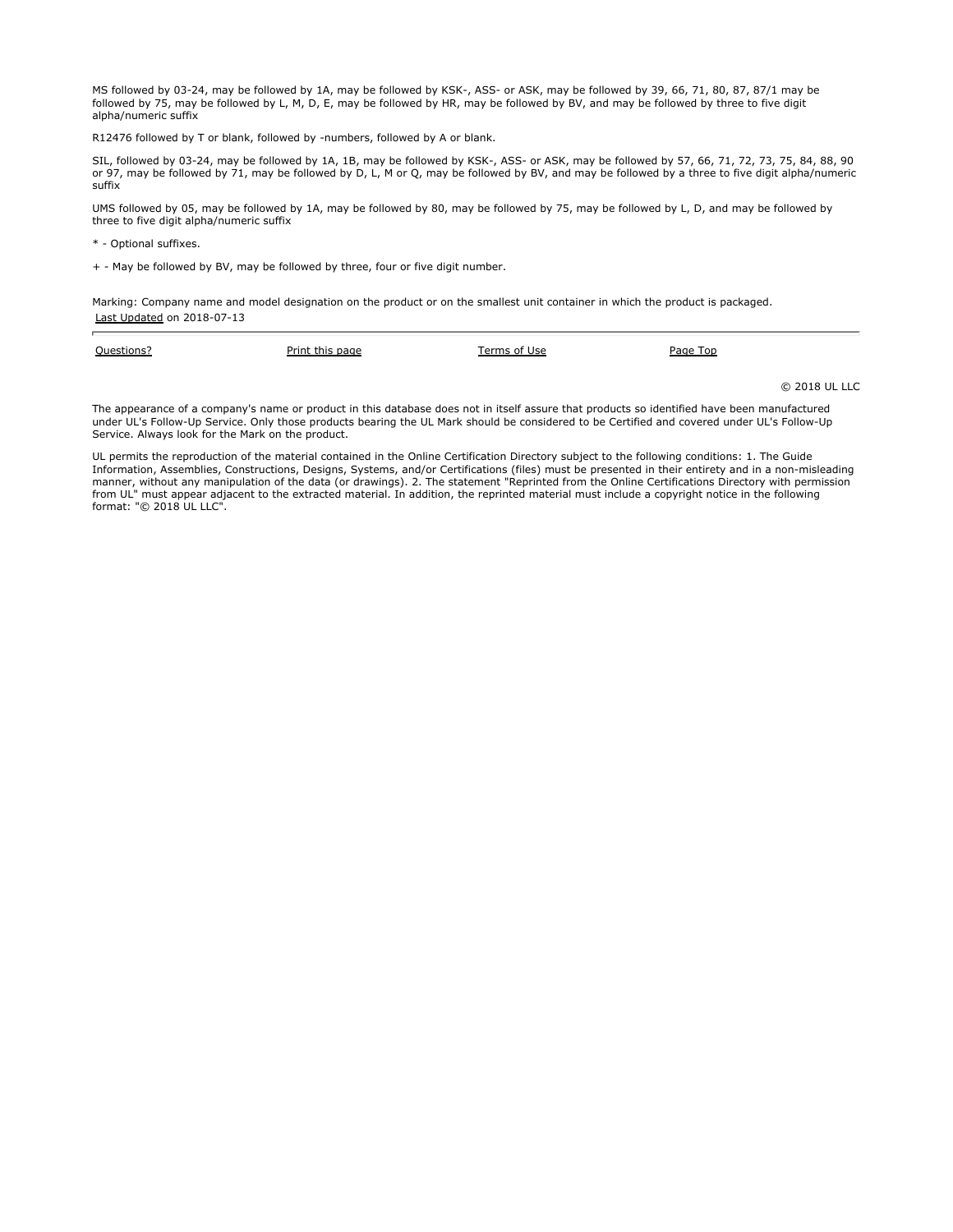MS followed by 03-24, may be followed by 1A, may be followed by KSK-, ASS- or ASK, may be followed by 39, 66, 71, 80, 87, 87/1 may be followed by 75, may be followed by L, M, D, E, may be followed by HR, may be followed by BV, and may be followed by three to five digit alpha/numeric suffix

R12476 followed by T or blank, followed by -numbers, followed by A or blank.

SIL, followed by 03-24, may be followed by 1A, 1B, may be followed by KSK-, ASS- or ASK, may be followed by 57, 66, 71, 72, 73, 75, 84, 88, 90 or 97, may be followed by 71, may be followed by D, L, M or Q, may be followed by BV, and may be followed by a three to five digit alpha/numeric suffix

UMS followed by 05, may be followed by 1A, may be followed by 80, may be followed by 75, may be followed by L, D, and may be followed by three to five digit alpha/numeric suffix

* - Optional suffixes.

+ - May be followed by BV, may be followed by three, four or five digit number.

Marking: Company name and model designation on the product or on the smallest unit container in which the product is packaged.

Last Updated on 2018-07-13

Questions? | Print this page | Terms of Use | Page Top

© 2018 UL LLC

The appearance of a company's name or product in this database does not in itself assure that products so identified have been manufactured under UL's Follow-Up Service. Only those products bearing the UL Mark should be considered to be Certified and covered under UL's Follow-Up Service. Always look for the Mark on the product.

UL permits the reproduction of the material contained in the Online Certification Directory subject to the following conditions: 1. The Guide Information, Assemblies, Constructions, Designs, Systems, and/or Certifications (files) must be presented in their entirety and in a non-misleading manner, without any manipulation of the data (or drawings). 2. The statement "Reprinted from the Online Certifications Directory with permission from UL" must appear adjacent to the extracted material. In addition, the reprinted material must include a copyright notice in the following format: "© 2018 UL LLC".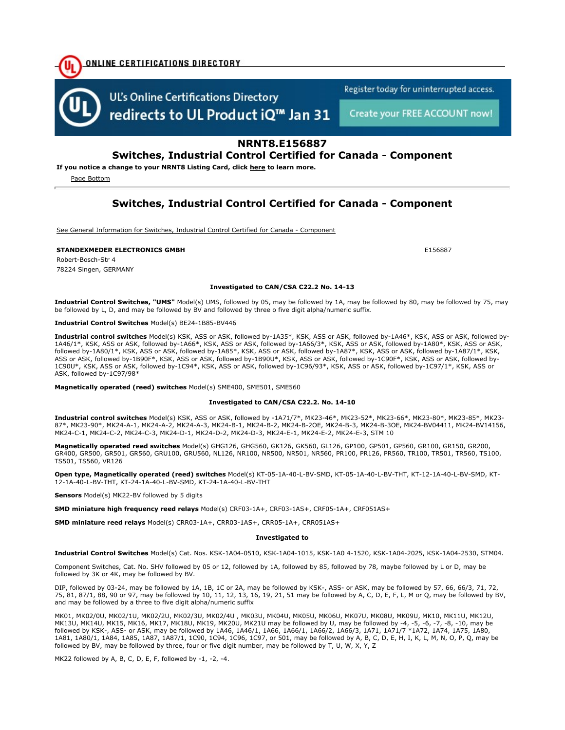ONLINE CERTIFICATIONS DIRECTORY

UL's Online Certifications Directory redirects to UL Product iQ™ Jan 31

Register today for uninterrupted access.

Create your FREE ACCOUNT now!

# NRNT8.E156887
## Switches, Industrial Control Certified for Canada - Component

**If you notice a change to your NRNT8 Listing Card, click here to learn more.**

Page Bottom

## Switches, Industrial Control Certified for Canada - Component

See General Information for Switches, Industrial Control Certified for Canada - Component

**STANDEXMEDER ELECTRONICS GMBH** E156887

Robert-Bosch-Str 4

78224 Singen, GERMANY

**Investigated to CAN/CSA C22.2 No. 14-13**

**Industrial Control Switches, "UMS"** Model(s) UMS, followed by 05, may be followed by 1A, may be followed by 80, may be followed by 75, may be followed by L, D, and may be followed by BV and followed by three o five digit alpha/numeric suffix.

**Industrial Control Switches** Model(s) BE24-1B85-BV446

**Industrial control switches** Model(s) KSK, ASS or ASK, followed by-1A35*, KSK, ASS or ASK, followed by-1A46*, KSK, ASS or ASK, followed by-1A46/1*, KSK, ASS or ASK, followed by-1A66*, KSK, ASS or ASK, followed by-1A66/3*, KSK, ASS or ASK, followed by-1A80*, KSK, ASS or ASK, followed by-1A80/1*, KSK, ASS or ASK, followed by-1A85*, KSK, ASS or ASK, followed by-1A87*, KSK, ASS or ASK, followed by-1A87/1*, KSK, ASS or ASK, followed by-1B90F*, KSK, ASS or ASK, followed by-1B90U*, KSK, ASS or ASK, followed by-1C90F*, KSK, ASS or ASK, followed by-1C90U*, KSK, ASS or ASK, followed by-1C94*, KSK, ASS or ASK, followed by-1C96/93*, KSK, ASS or ASK, followed by-1C97/1*, KSK, ASS or ASK, followed by-1C97/98*

**Magnetically operated (reed) switches** Model(s) SME400, SME501, SME560

**Investigated to CAN/CSA C22.2. No. 14-10**

**Industrial control switches** Model(s) KSK, ASS or ASK, followed by -1A71/7*, MK23-46*, MK23-52*, MK23-66*, MK23-80*, MK23-85*, MK23-87*, MK23-90*, MK24-A-1, MK24-A-2, MK24-A-3, MK24-B-1, MK24-B-2, MK24-B-2OE, MK24-B-3, MK24-B-3OE, MK24-BV04411, MK24-BV14156, MK24-C-1, MK24-C-2, MK24-C-3, MK24-D-1, MK24-D-2, MK24-D-3, MK24-E-1, MK24-E-2, MK24-E-3, STM 10

**Magnetically operated reed switches** Model(s) GHG126, GHG560, GK126, GK560, GL126, GP100, GP501, GP560, GR100, GR150, GR200, GR400, GR500, GR501, GR560, GRU100, GRU560, NL126, NR100, NR500, NR501, NR560, PR100, PR126, PR560, TR100, TR501, TR560, TS100, TS501, TS560, VR126

**Open type, Magnetically operated (reed) switches** Model(s) KT-05-1A-40-L-BV-SMD, KT-05-1A-40-L-BV-THT, KT-12-1A-40-L-BV-SMD, KT-12-1A-40-L-BV-THT, KT-24-1A-40-L-BV-SMD, KT-24-1A-40-L-BV-THT

**Sensors** Model(s) MK22-BV followed by 5 digits

**SMD miniature high frequency reed relays** Model(s) CRF03-1A+, CRF03-1AS+, CRF05-1A+, CRF051AS+

**SMD miniature reed relays** Model(s) CRR03-1A+, CRR03-1AS+, CRR05-1A+, CRR051AS+

**Investigated to**

**Industrial Control Switches** Model(s) Cat. Nos. KSK-1A04-0510, KSK-1A04-1015, KSK-1A0 4-1520, KSK-1A04-2025, KSK-1A04-2530, STM04.

Component Switches, Cat. No. SHV followed by 05 or 12, followed by 1A, followed by 85, followed by 78, maybe followed by L or D, may be followed by 3K or 4K, may be followed by BV.

DIP, followed by 03-24, may be followed by 1A, 1B, 1C or 2A, may be followed by KSK-, ASS- or ASK, may be followed by 57, 66, 66/3, 71, 72, 75, 81, 87/1, 88, 90 or 97, may be followed by 10, 11, 12, 13, 16, 19, 21, 51 may be followed by A, C, D, E, F, L, M or Q, may be followed by BV, and may be followed by a three to five digit alpha/numeric suffix

MK01, MK02/0U, MK02/1U, MK02/2U, MK02/3U, MK02/4U , MK03U, MK04U, MK05U, MK06U, MK07U, MK08U, MK09U, MK10, MK11U, MK12U, MK13U, MK14U, MK15, MK16, MK17, MK18U, MK19, MK20U, MK21U may be followed by U, may be followed by -4, -5, -6, -7, -8, -10, may be followed by KSK-, ASS- or ASK, may be followed by 1A46, 1A46/1, 1A66, 1A66/1, 1A66/2, 1A66/3, 1A71, 1A71/7 *1A72, 1A74, 1A75, 1A80, 1A81, 1A80/1, 1A84, 1A85, 1A87, 1A87/1, 1C90, 1C94, 1C96, 1C97, or 501, may be followed by A, B, C, D, E, H, I, K, L, M, N, O, P, Q, may be followed by BV, may be followed by three, four or five digit number, may be followed by T, U, W, X, Y, Z

MK22 followed by A, B, C, D, E, F, followed by -1, -2, -4.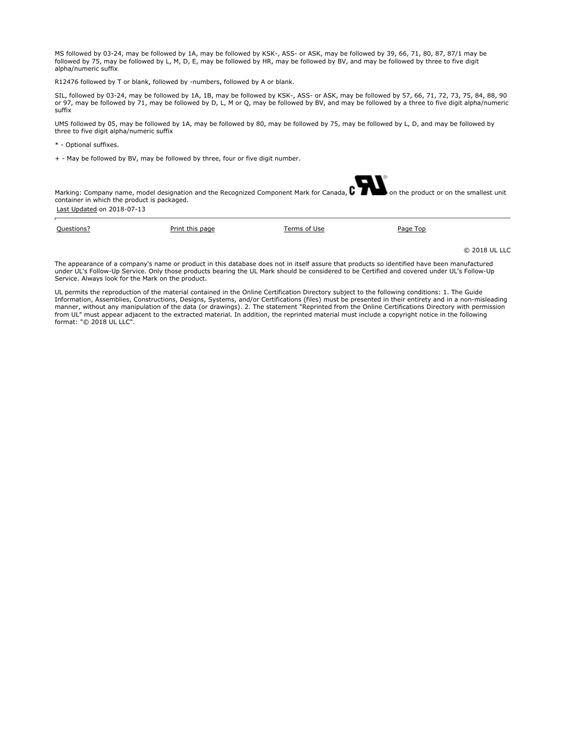MS followed by 03-24, may be followed by 1A, may be followed by KSK-, ASS- or ASK, may be followed by 39, 66, 71, 80, 87, 87/1 may be followed by 75, may be followed by L, M, D, E, may be followed by HR, may be followed by BV, and may be followed by three to five digit alpha/numeric suffix

R12476 followed by T or blank, followed by -numbers, followed by A or blank.

SIL, followed by 03-24, may be followed by 1A, 1B, may be followed by KSK-, ASS- or ASK, may be followed by 57, 66, 71, 72, 73, 75, 84, 88, 90 or 97, may be followed by 71, may be followed by D, L, M or Q, may be followed by BV, and may be followed by a three to five digit alpha/numeric suffix

UMS followed by 05, may be followed by 1A, may be followed by 80, may be followed by 75, may be followed by L, D, and may be followed by three to five digit alpha/numeric suffix

* - Optional suffixes.

+ - May be followed by BV, may be followed by three, four or five digit number.

Marking: Company name, model designation and the Recognized Component Mark for Canada, on the product or on the smallest unit container in which the product is packaged.

Last Updated on 2018-07-13

Questions? Print this page Terms of Use Page Top

© 2018 UL LLC

The appearance of a company's name or product in this database does not in itself assure that products so identified have been manufactured under UL's Follow-Up Service. Only those products bearing the UL Mark should be considered to be Certified and covered under UL's Follow-Up Service. Always look for the Mark on the product.

UL permits the reproduction of the material contained in the Online Certification Directory subject to the following conditions: 1. The Guide Information, Assemblies, Constructions, Designs, Systems, and/or Certifications (files) must be presented in their entirety and in a non-misleading manner, without any manipulation of the data (or drawings). 2. The statement "Reprinted from the Online Certifications Directory with permission from UL" must appear adjacent to the extracted material. In addition, the reprinted material must include a copyright notice in the following format: "© 2018 UL LLC".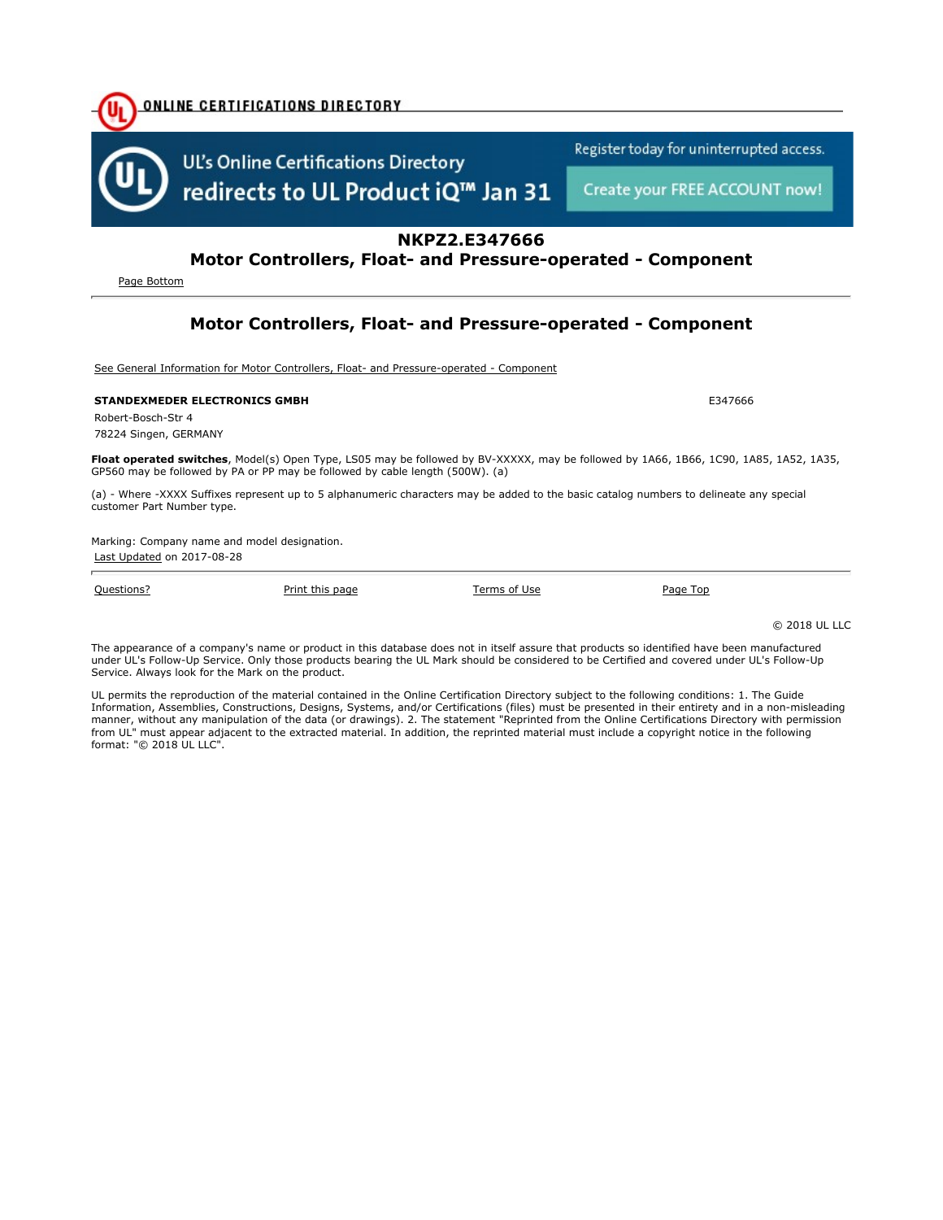ONLINE CERTIFICATIONS DIRECTORY

UL's Online Certifications Directory redirects to UL Product iQ™ Jan 31

Register today for uninterrupted access.

Create your FREE ACCOUNT now!

# NKPZ2.E347666
## Motor Controllers, Float- and Pressure-operated - Component

Page Bottom

---

## Motor Controllers, Float- and Pressure-operated - Component

See General Information for Motor Controllers, Float- and Pressure-operated - Component

**STANDEXMEDER ELECTRONICS GMBH** E347666

Robert-Bosch-Str 4

78224 Singen, GERMANY

**Float operated switches**, Model(s) Open Type, LS05 may be followed by BV-XXXXX, may be followed by 1A66, 1B66, 1C90, 1A85, 1A52, 1A35, GP560 may be followed by PA or PP may be followed by cable length (500W). (a)

(a) - Where -XXXX Suffixes represent up to 5 alphanumeric characters may be added to the basic catalog numbers to delineate any special customer Part Number type.

Marking: Company name and model designation.

Last Updated on 2017-08-28

---

Questions? | Print this page | Terms of Use | Page Top

© 2018 UL LLC

The appearance of a company's name or product in this database does not in itself assure that products so identified have been manufactured under UL's Follow-Up Service. Only those products bearing the UL Mark should be considered to be Certified and covered under UL's Follow-Up Service. Always look for the Mark on the product.

UL permits the reproduction of the material contained in the Online Certification Directory subject to the following conditions: 1. The Guide Information, Assemblies, Constructions, Designs, Systems, and/or Certifications (files) must be presented in their entirety and in a non-misleading manner, without any manipulation of the data (or drawings). 2. The statement "Reprinted from the Online Certifications Directory with permission from UL" must appear adjacent to the extracted material. In addition, the reprinted material must include a copyright notice in the following format: "© 2018 UL LLC".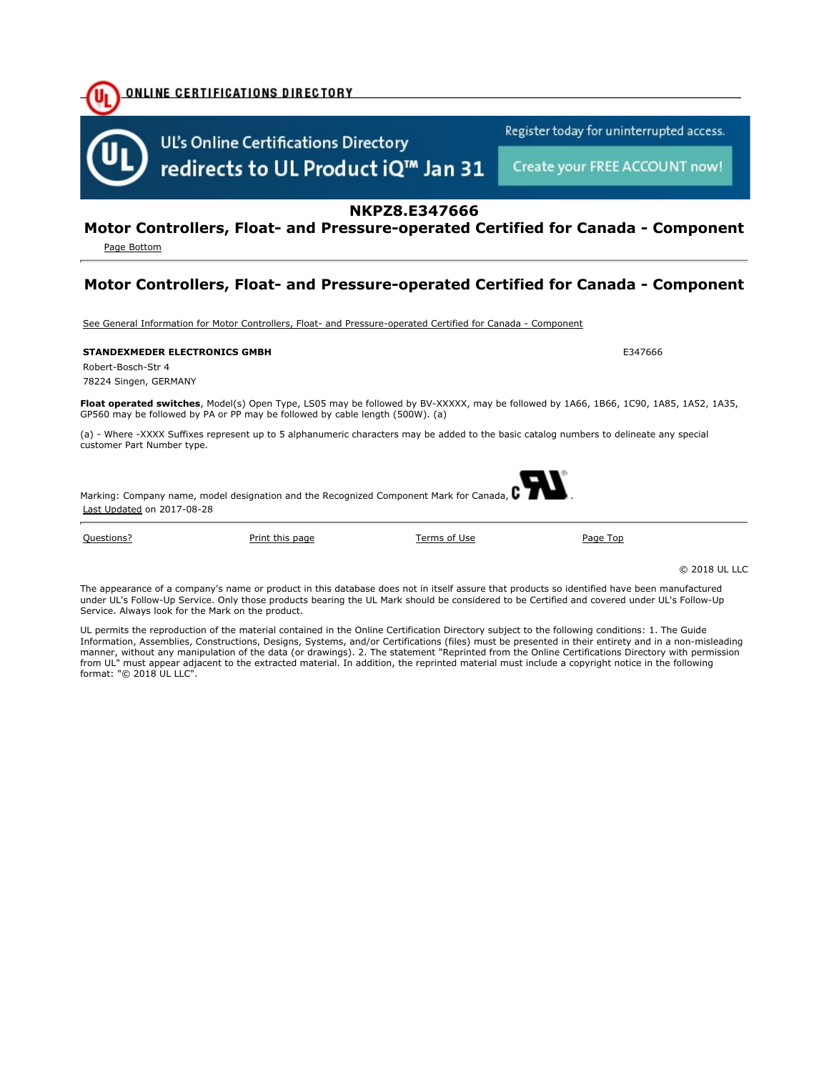ONLINE CERTIFICATIONS DIRECTORY

UL's Online Certifications Directory redirects to UL Product iQ™ Jan 31

Register today for uninterrupted access.

Create your FREE ACCOUNT now!

# NKPZ8.E347666

## Motor Controllers, Float- and Pressure-operated Certified for Canada - Component

Page Bottom

## Motor Controllers, Float- and Pressure-operated Certified for Canada - Component

See General Information for Motor Controllers, Float- and Pressure-operated Certified for Canada - Component

**STANDEXMEDER ELECTRONICS GMBH** E347666

Robert-Bosch-Str 4

78224 Singen, GERMANY

**Float operated switches**, Model(s) Open Type, LS05 may be followed by BV-XXXXX, may be followed by 1A66, 1B66, 1C90, 1A85, 1A52, 1A35, GP560 may be followed by PA or PP may be followed by cable length (500W). (a)

(a) - Where -XXXX Suffixes represent up to 5 alphanumeric characters may be added to the basic catalog numbers to delineate any special customer Part Number type.

Marking: Company name, model designation and the Recognized Component Mark for Canada, c RU .

Last Updated on 2017-08-28

Questions? Print this page Terms of Use Page Top

© 2018 UL LLC

The appearance of a company's name or product in this database does not in itself assure that products so identified have been manufactured under UL's Follow-Up Service. Only those products bearing the UL Mark should be considered to be Certified and covered under UL's Follow-Up Service. Always look for the Mark on the product.

UL permits the reproduction of the material contained in the Online Certification Directory subject to the following conditions: 1. The Guide Information, Assemblies, Constructions, Designs, Systems, and/or Certifications (files) must be presented in their entirety and in a non-misleading manner, without any manipulation of the data (or drawings). 2. The statement "Reprinted from the Online Certifications Directory with permission from UL" must appear adjacent to the extracted material. In addition, the reprinted material must include a copyright notice in the following format: "© 2018 UL LLC".